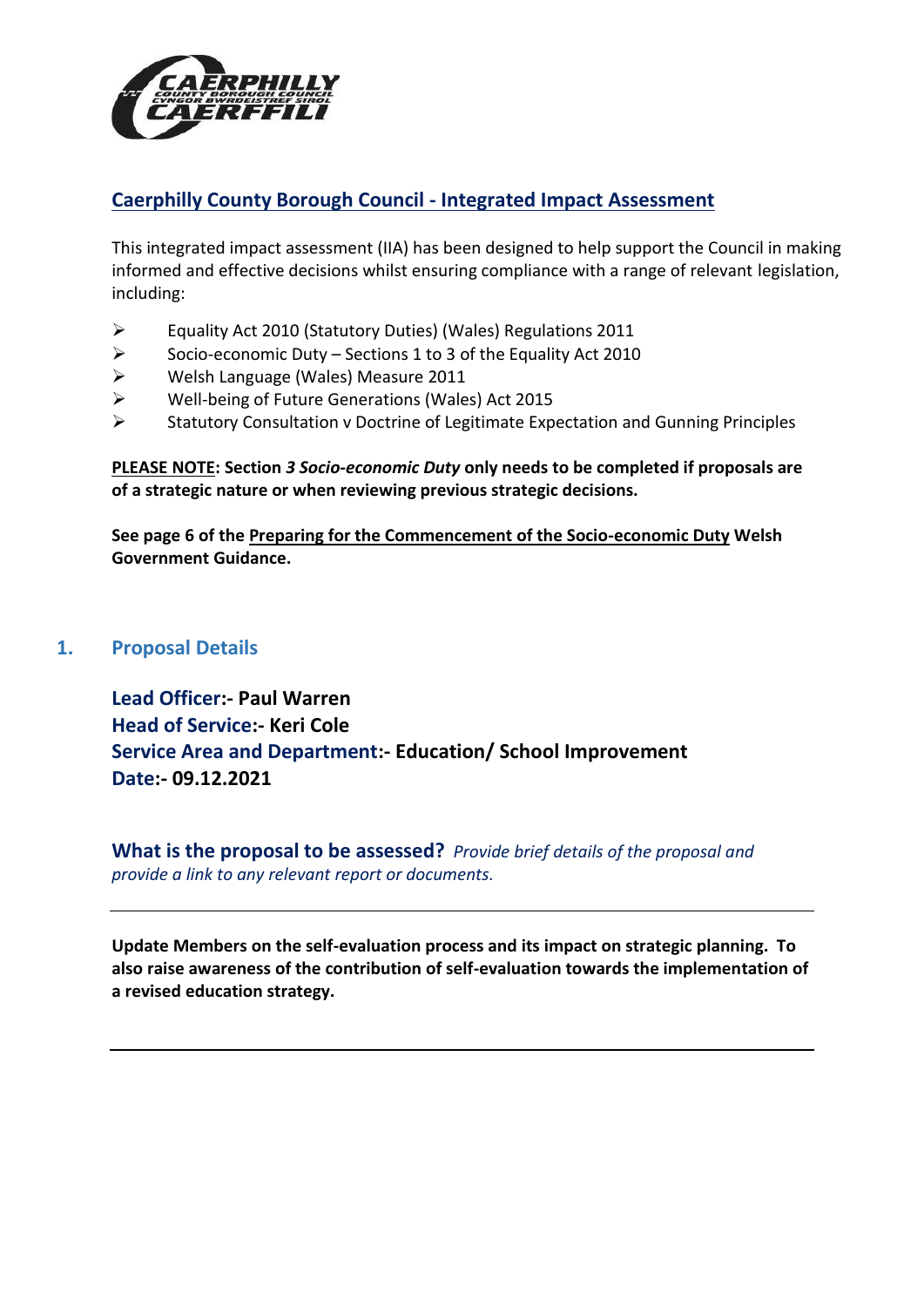# Caerphilly County Borough Council - Integrated Impact Assessment

This integrated impact assessment (IIA) has been designed to help support the Council in making informed and effective decisions whilst ensuring compliance with a range of relevant legislation, including:

- Equality Act 2010 (Statutory Duties) (Wales) Regulations 2011
- Socio-economic Duty – Sections 1 to 3 of the Equality Act 2010
- Welsh Language (Wales) Measure 2011
- Well-being of Future Generations (Wales) Act 2015
- Statutory Consultation v Doctrine of Legitimate Expectation and Gunning Principles

**PLEASE NOTE: Section *3 Socio-economic Duty* only needs to be completed if proposals are of a strategic nature or when reviewing previous strategic decisions.**

**See page 6 of the Preparing for the Commencement of the Socio-economic Duty Welsh Government Guidance.**

## 1. Proposal Details

**Lead Officer:- Paul Warren**
**Head of Service:- Keri Cole**
**Service Area and Department:- Education/ School Improvement**
**Date:- 09.12.2021**

**What is the proposal to be assessed?** *Provide brief details of the proposal and provide a link to any relevant report or documents.*

---

**Update Members on the self-evaluation process and its impact on strategic planning. To also raise awareness of the contribution of self-evaluation towards the implementation of a revised education strategy.**

---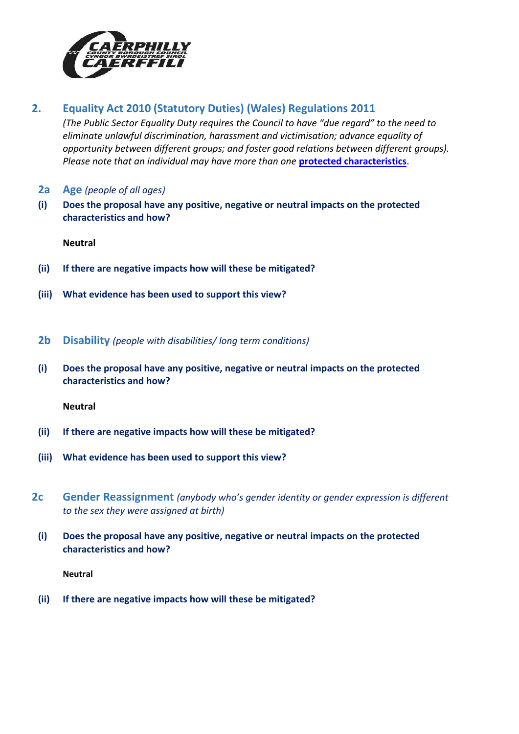## 2. Equality Act 2010 (Statutory Duties) (Wales) Regulations 2011

*(The Public Sector Equality Duty requires the Council to have "due regard" to the need to eliminate unlawful discrimination, harassment and victimisation; advance equality of opportunity between different groups; and foster good relations between different groups). Please note that an individual may have more than one* **protected characteristics**.

### 2a Age *(people of all ages)*

**(i) Does the proposal have any positive, negative or neutral impacts on the protected characteristics and how?**

**Neutral**

**(ii) If there are negative impacts how will these be mitigated?**

**(iii) What evidence has been used to support this view?**

### 2b Disability *(people with disabilities/ long term conditions)*

**(i) Does the proposal have any positive, negative or neutral impacts on the protected characteristics and how?**

**Neutral**

**(ii) If there are negative impacts how will these be mitigated?**

**(iii) What evidence has been used to support this view?**

### 2c Gender Reassignment *(anybody who's gender identity or gender expression is different to the sex they were assigned at birth)*

**(i) Does the proposal have any positive, negative or neutral impacts on the protected characteristics and how?**

**Neutral**

**(ii) If there are negative impacts how will these be mitigated?**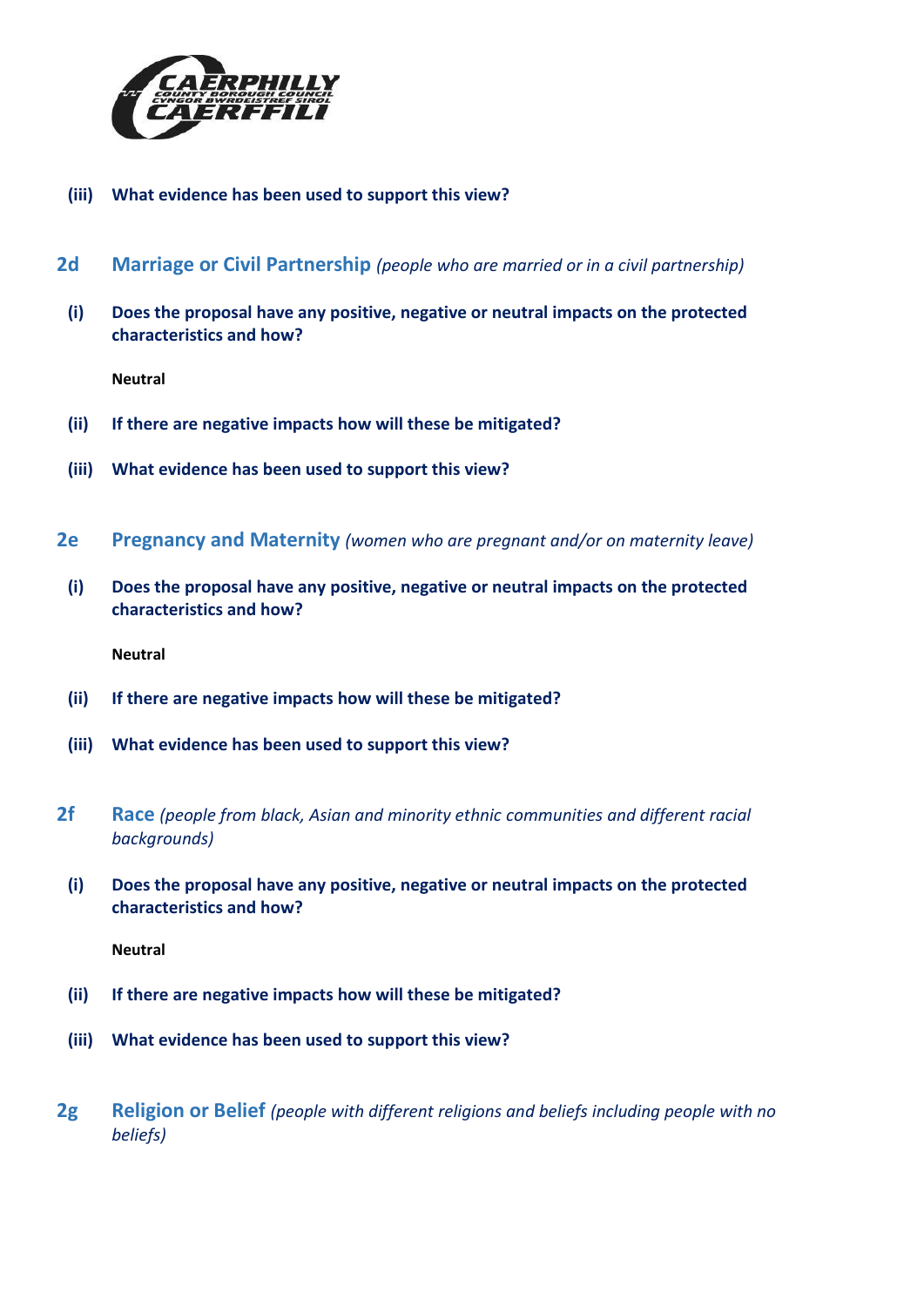**(iii) What evidence has been used to support this view?**

## 2d Marriage or Civil Partnership *(people who are married or in a civil partnership)*

**(i) Does the proposal have any positive, negative or neutral impacts on the protected characteristics and how?**

**Neutral**

**(ii) If there are negative impacts how will these be mitigated?**

**(iii) What evidence has been used to support this view?**

## 2e Pregnancy and Maternity *(women who are pregnant and/or on maternity leave)*

**(i) Does the proposal have any positive, negative or neutral impacts on the protected characteristics and how?**

**Neutral**

**(ii) If there are negative impacts how will these be mitigated?**

**(iii) What evidence has been used to support this view?**

## 2f Race *(people from black, Asian and minority ethnic communities and different racial backgrounds)*

**(i) Does the proposal have any positive, negative or neutral impacts on the protected characteristics and how?**

**Neutral**

**(ii) If there are negative impacts how will these be mitigated?**

**(iii) What evidence has been used to support this view?**

## 2g Religion or Belief *(people with different religions and beliefs including people with no beliefs)*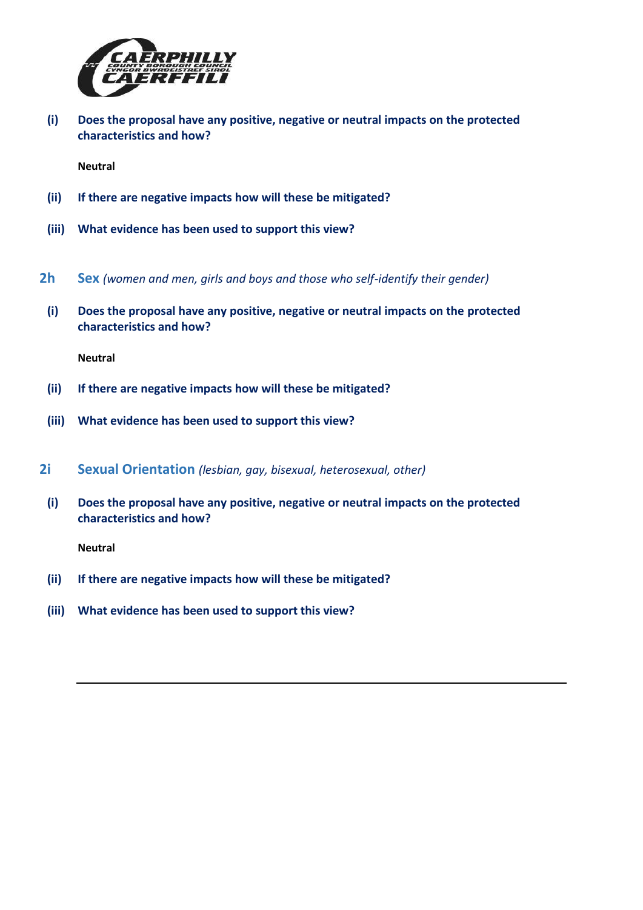**(i) Does the proposal have any positive, negative or neutral impacts on the protected characteristics and how?**

**Neutral**

**(ii) If there are negative impacts how will these be mitigated?**

**(iii) What evidence has been used to support this view?**

## 2h Sex *(women and men, girls and boys and those who self-identify their gender)*

**(i) Does the proposal have any positive, negative or neutral impacts on the protected characteristics and how?**

**Neutral**

**(ii) If there are negative impacts how will these be mitigated?**

**(iii) What evidence has been used to support this view?**

## 2i Sexual Orientation *(lesbian, gay, bisexual, heterosexual, other)*

**(i) Does the proposal have any positive, negative or neutral impacts on the protected characteristics and how?**

**Neutral**

**(ii) If there are negative impacts how will these be mitigated?**

**(iii) What evidence has been used to support this view?**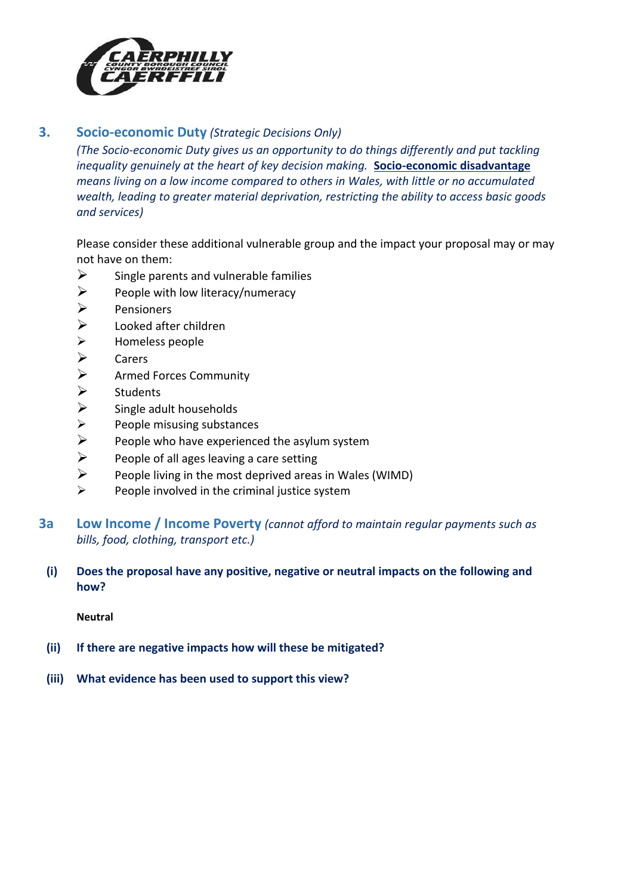## 3. Socio-economic Duty *(Strategic Decisions Only)*

*(The Socio-economic Duty gives us an opportunity to do things differently and put tackling inequality genuinely at the heart of key decision making.* ***Socio-economic disadvantage*** *means living on a low income compared to others in Wales, with little or no accumulated wealth, leading to greater material deprivation, restricting the ability to access basic goods and services)*

Please consider these additional vulnerable group and the impact your proposal may or may not have on them:

- Single parents and vulnerable families
- People with low literacy/numeracy
- Pensioners
- Looked after children
- Homeless people
- Carers
- Armed Forces Community
- Students
- Single adult households
- People misusing substances
- People who have experienced the asylum system
- People of all ages leaving a care setting
- People living in the most deprived areas in Wales (WIMD)
- People involved in the criminal justice system

### 3a Low Income / Income Poverty *(cannot afford to maintain regular payments such as bills, food, clothing, transport etc.)*

**(i) Does the proposal have any positive, negative or neutral impacts on the following and how?**

**Neutral**

**(ii) If there are negative impacts how will these be mitigated?**

**(iii) What evidence has been used to support this view?**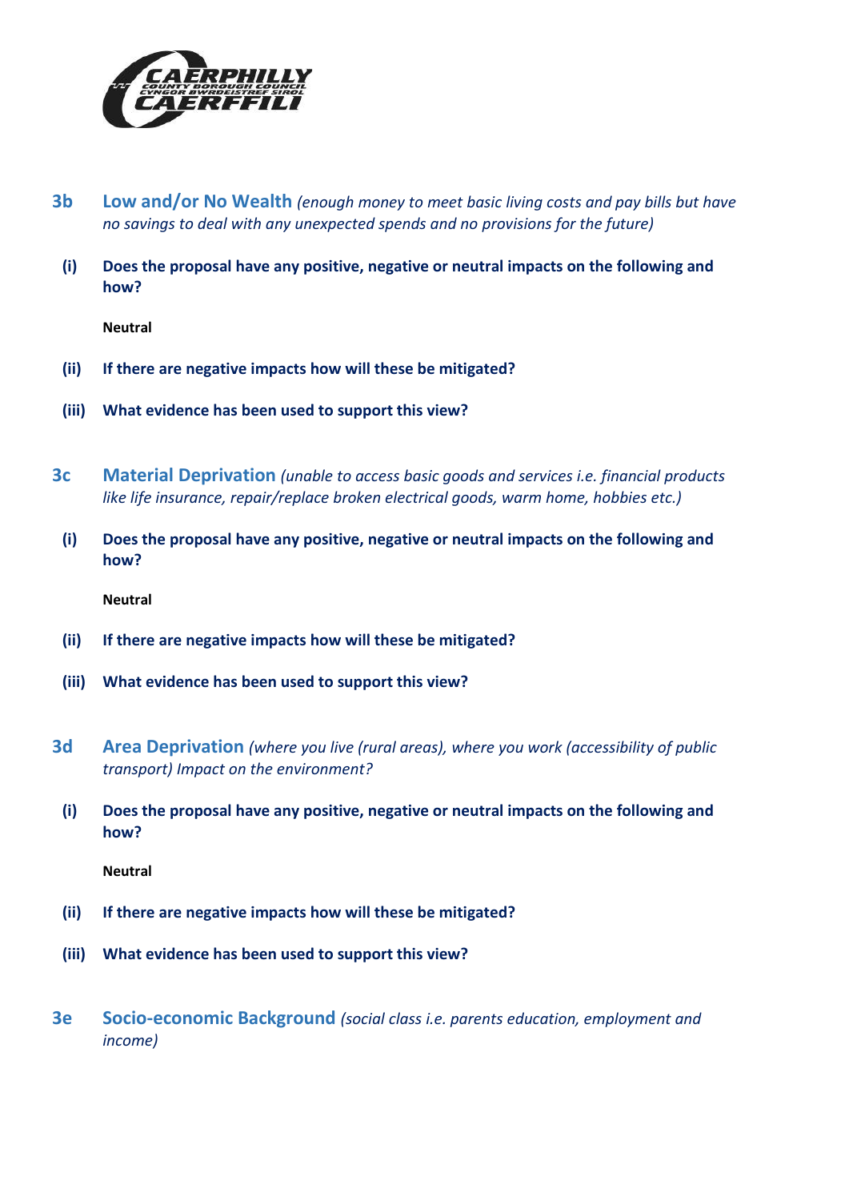### 3b Low and/or No Wealth *(enough money to meet basic living costs and pay bills but have no savings to deal with any unexpected spends and no provisions for the future)*

**(i) Does the proposal have any positive, negative or neutral impacts on the following and how?**

**Neutral**

**(ii) If there are negative impacts how will these be mitigated?**

**(iii) What evidence has been used to support this view?**

### 3c Material Deprivation *(unable to access basic goods and services i.e. financial products like life insurance, repair/replace broken electrical goods, warm home, hobbies etc.)*

**(i) Does the proposal have any positive, negative or neutral impacts on the following and how?**

**Neutral**

**(ii) If there are negative impacts how will these be mitigated?**

**(iii) What evidence has been used to support this view?**

### 3d Area Deprivation *(where you live (rural areas), where you work (accessibility of public transport) Impact on the environment?*

**(i) Does the proposal have any positive, negative or neutral impacts on the following and how?**

**Neutral**

**(ii) If there are negative impacts how will these be mitigated?**

**(iii) What evidence has been used to support this view?**

### 3e Socio-economic Background *(social class i.e. parents education, employment and income)*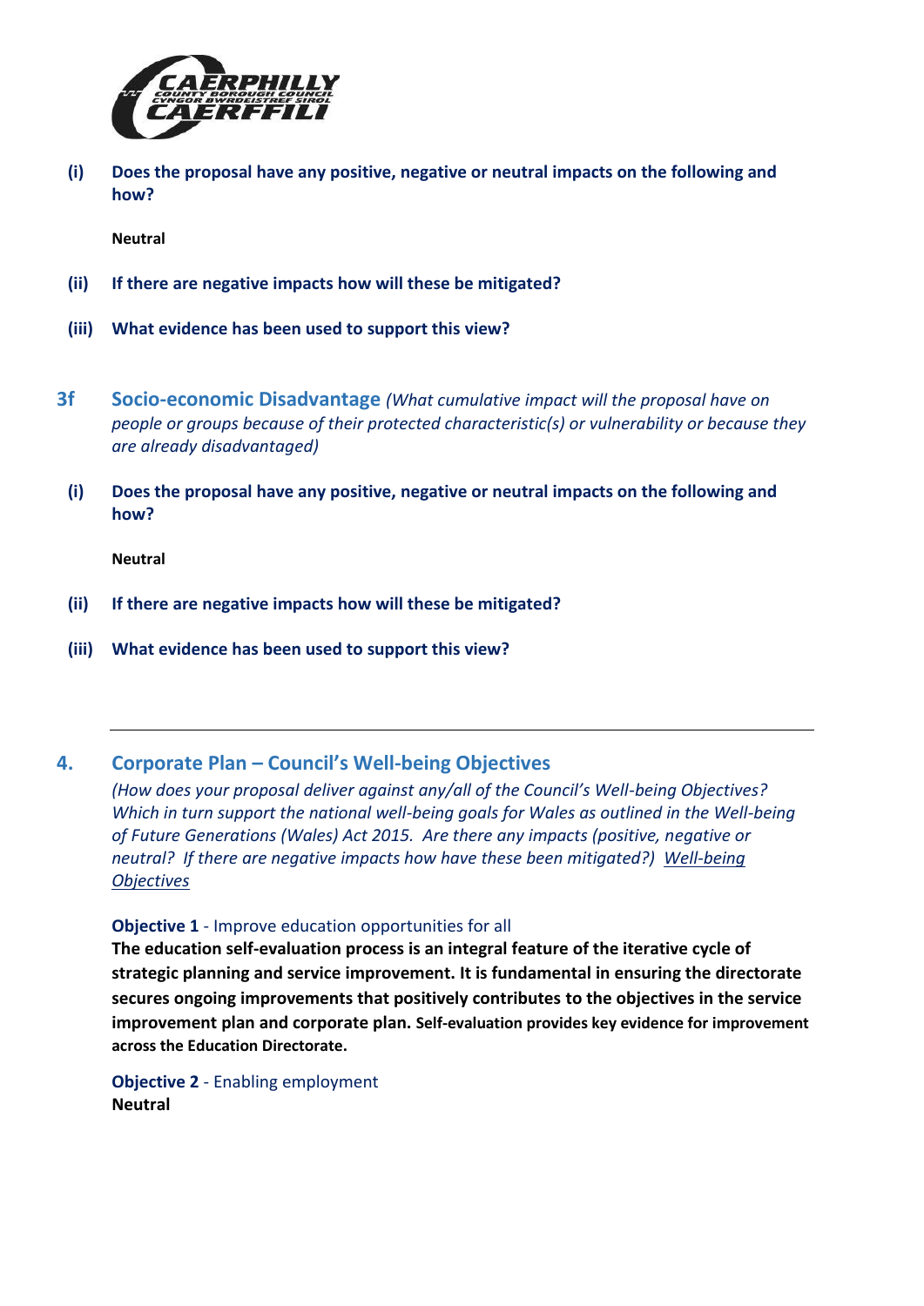**(i) Does the proposal have any positive, negative or neutral impacts on the following and how?**

**Neutral**

**(ii) If there are negative impacts how will these be mitigated?**

**(iii) What evidence has been used to support this view?**

## 3f Socio-economic Disadvantage *(What cumulative impact will the proposal have on people or groups because of their protected characteristic(s) or vulnerability or because they are already disadvantaged)*

**(i) Does the proposal have any positive, negative or neutral impacts on the following and how?**

**Neutral**

**(ii) If there are negative impacts how will these be mitigated?**

**(iii) What evidence has been used to support this view?**

---

## 4. Corporate Plan – Council's Well-being Objectives

*(How does your proposal deliver against any/all of the Council's Well-being Objectives? Which in turn support the national well-being goals for Wales as outlined in the Well-being of Future Generations (Wales) Act 2015. Are there any impacts (positive, negative or neutral? If there are negative impacts how have these been mitigated?) Well-being Objectives*

**Objective 1** - Improve education opportunities for all

**The education self-evaluation process is an integral feature of the iterative cycle of strategic planning and service improvement. It is fundamental in ensuring the directorate secures ongoing improvements that positively contributes to the objectives in the service improvement plan and corporate plan. Self-evaluation provides key evidence for improvement across the Education Directorate.**

**Objective 2** - Enabling employment
**Neutral**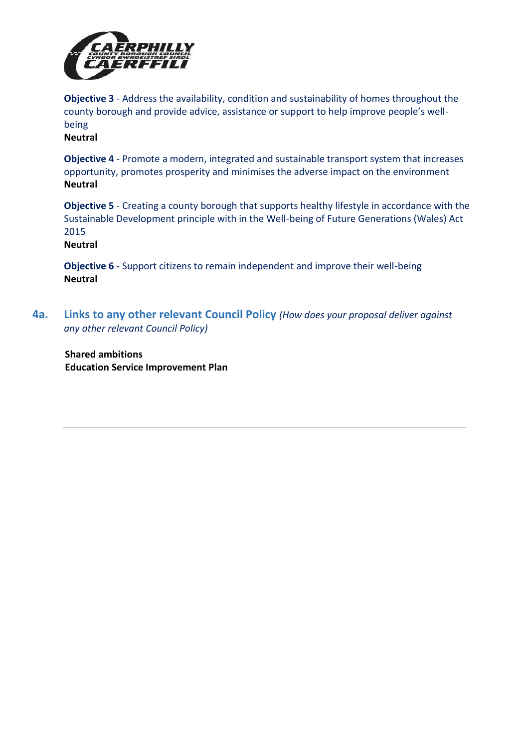**Objective 3** - Address the availability, condition and sustainability of homes throughout the county borough and provide advice, assistance or support to help improve people's well-being
**Neutral**

**Objective 4** - Promote a modern, integrated and sustainable transport system that increases opportunity, promotes prosperity and minimises the adverse impact on the environment
**Neutral**

**Objective 5** - Creating a county borough that supports healthy lifestyle in accordance with the Sustainable Development principle with in the Well-being of Future Generations (Wales) Act 2015
**Neutral**

**Objective 6** - Support citizens to remain independent and improve their well-being
**Neutral**

## 4a. Links to any other relevant Council Policy *(How does your proposal deliver against any other relevant Council Policy)*

**Shared ambitions**
**Education Service Improvement Plan**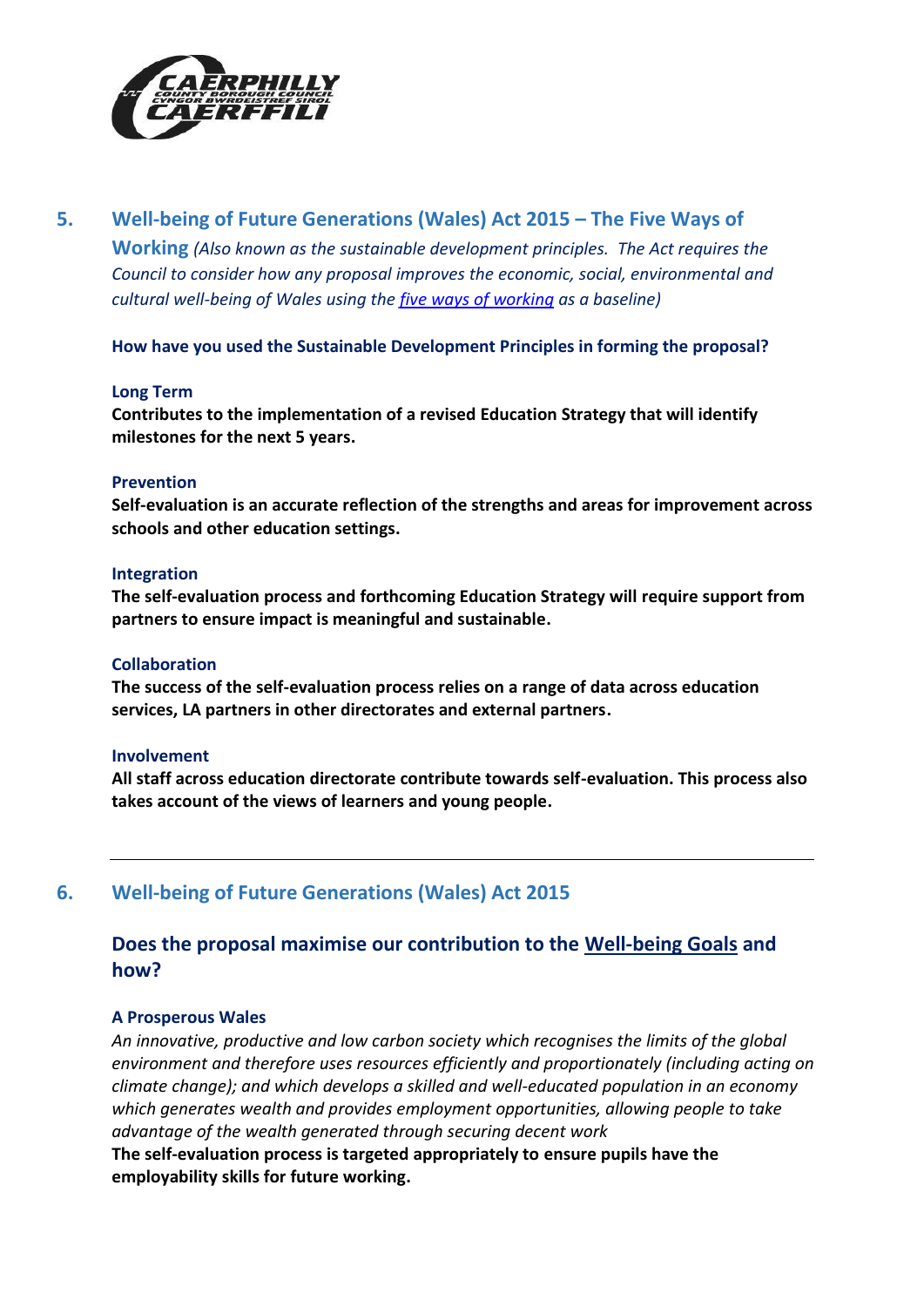## 5. Well-being of Future Generations (Wales) Act 2015 – The Five Ways of Working

*(Also known as the sustainable development principles. The Act requires the Council to consider how any proposal improves the economic, social, environmental and cultural well-being of Wales using the [five ways of working](five ways of working) as a baseline)*

**How have you used the Sustainable Development Principles in forming the proposal?**

**Long Term**

**Contributes to the implementation of a revised Education Strategy that will identify milestones for the next 5 years.**

**Prevention**

**Self-evaluation is an accurate reflection of the strengths and areas for improvement across schools and other education settings.**

**Integration**

**The self-evaluation process and forthcoming Education Strategy will require support from partners to ensure impact is meaningful and sustainable.**

**Collaboration**

**The success of the self-evaluation process relies on a range of data across education services, LA partners in other directorates and external partners.**

**Involvement**

**All staff across education directorate contribute towards self-evaluation. This process also takes account of the views of learners and young people.**

---

## 6. Well-being of Future Generations (Wales) Act 2015

### Does the proposal maximise our contribution to the Well-being Goals and how?

**A Prosperous Wales**

*An innovative, productive and low carbon society which recognises the limits of the global environment and therefore uses resources efficiently and proportionately (including acting on climate change); and which develops a skilled and well-educated population in an economy which generates wealth and provides employment opportunities, allowing people to take advantage of the wealth generated through securing decent work*

**The self-evaluation process is targeted appropriately to ensure pupils have the employability skills for future working.**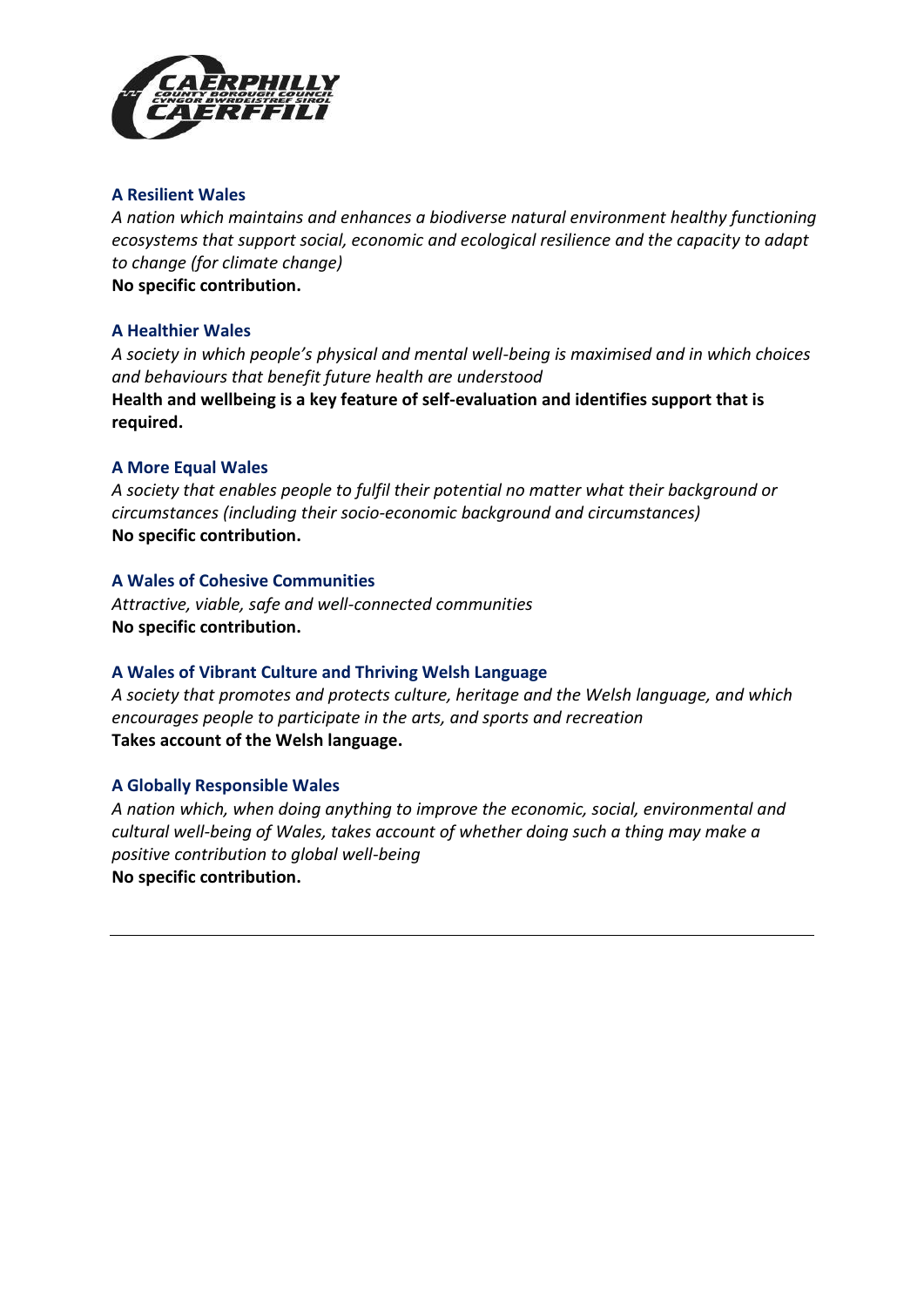### A Resilient Wales

*A nation which maintains and enhances a biodiverse natural environment healthy functioning ecosystems that support social, economic and ecological resilience and the capacity to adapt to change (for climate change)*

**No specific contribution.**

### A Healthier Wales

*A society in which people's physical and mental well-being is maximised and in which choices and behaviours that benefit future health are understood*

**Health and wellbeing is a key feature of self-evaluation and identifies support that is required.**

### A More Equal Wales

*A society that enables people to fulfil their potential no matter what their background or circumstances (including their socio-economic background and circumstances)*

**No specific contribution.**

### A Wales of Cohesive Communities

*Attractive, viable, safe and well-connected communities*

**No specific contribution.**

### A Wales of Vibrant Culture and Thriving Welsh Language

*A society that promotes and protects culture, heritage and the Welsh language, and which encourages people to participate in the arts, and sports and recreation*

**Takes account of the Welsh language.**

### A Globally Responsible Wales

*A nation which, when doing anything to improve the economic, social, environmental and cultural well-being of Wales, takes account of whether doing such a thing may make a positive contribution to global well-being*

**No specific contribution.**

---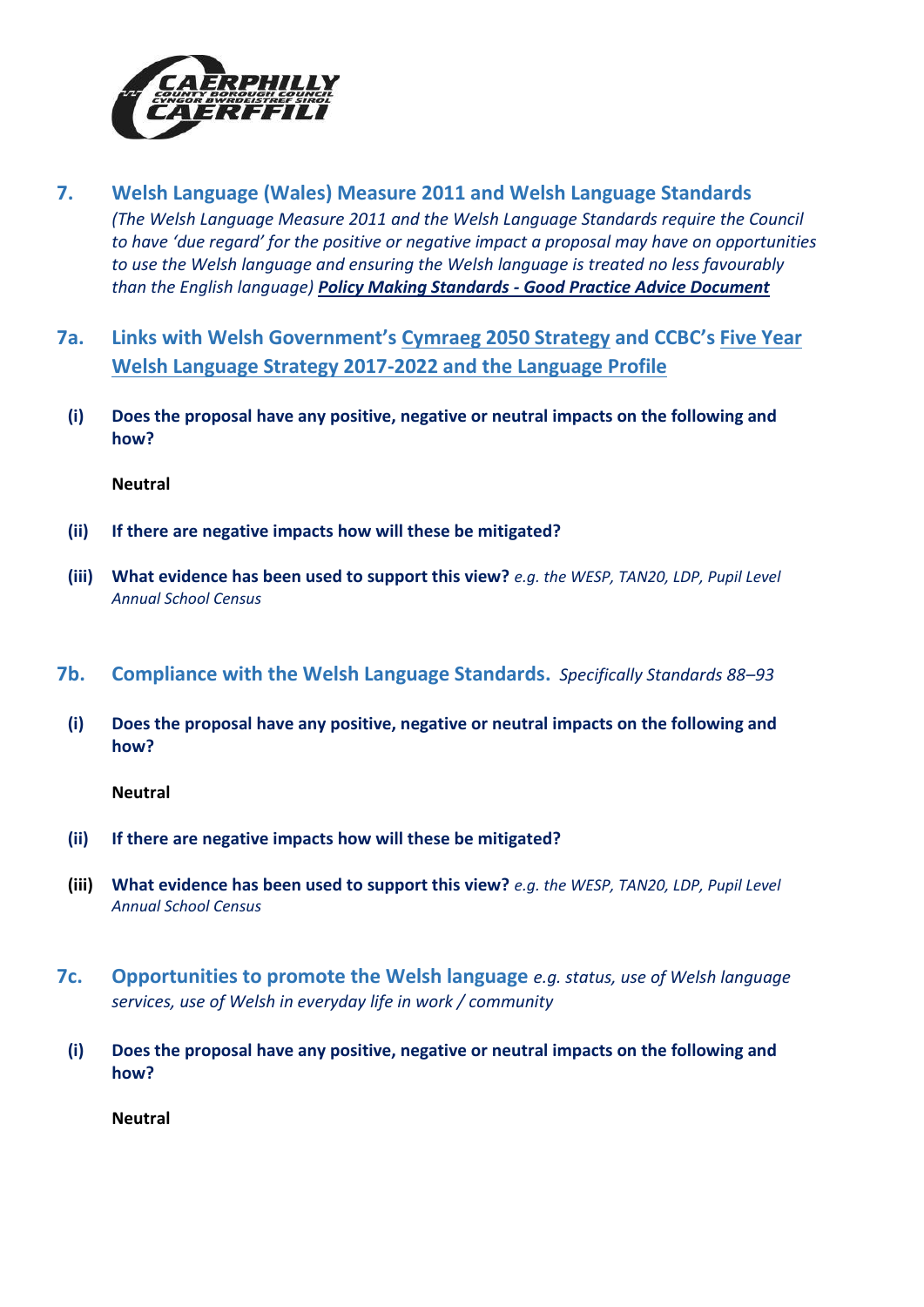## 7. Welsh Language (Wales) Measure 2011 and Welsh Language Standards

*(The Welsh Language Measure 2011 and the Welsh Language Standards require the Council to have 'due regard' for the positive or negative impact a proposal may have on opportunities to use the Welsh language and ensuring the Welsh language is treated no less favourably than the English language)* ***Policy Making Standards - Good Practice Advice Document***

## 7a. Links with Welsh Government's Cymraeg 2050 Strategy and CCBC's Five Year Welsh Language Strategy 2017-2022 and the Language Profile

**(i) Does the proposal have any positive, negative or neutral impacts on the following and how?**

**Neutral**

**(ii) If there are negative impacts how will these be mitigated?**

**(iii) What evidence has been used to support this view?** *e.g. the WESP, TAN20, LDP, Pupil Level Annual School Census*

## 7b. Compliance with the Welsh Language Standards. *Specifically Standards 88–93*

**(i) Does the proposal have any positive, negative or neutral impacts on the following and how?**

**Neutral**

**(ii) If there are negative impacts how will these be mitigated?**

**(iii) What evidence has been used to support this view?** *e.g. the WESP, TAN20, LDP, Pupil Level Annual School Census*

## 7c. Opportunities to promote the Welsh language *e.g. status, use of Welsh language services, use of Welsh in everyday life in work / community*

**(i) Does the proposal have any positive, negative or neutral impacts on the following and how?**

**Neutral**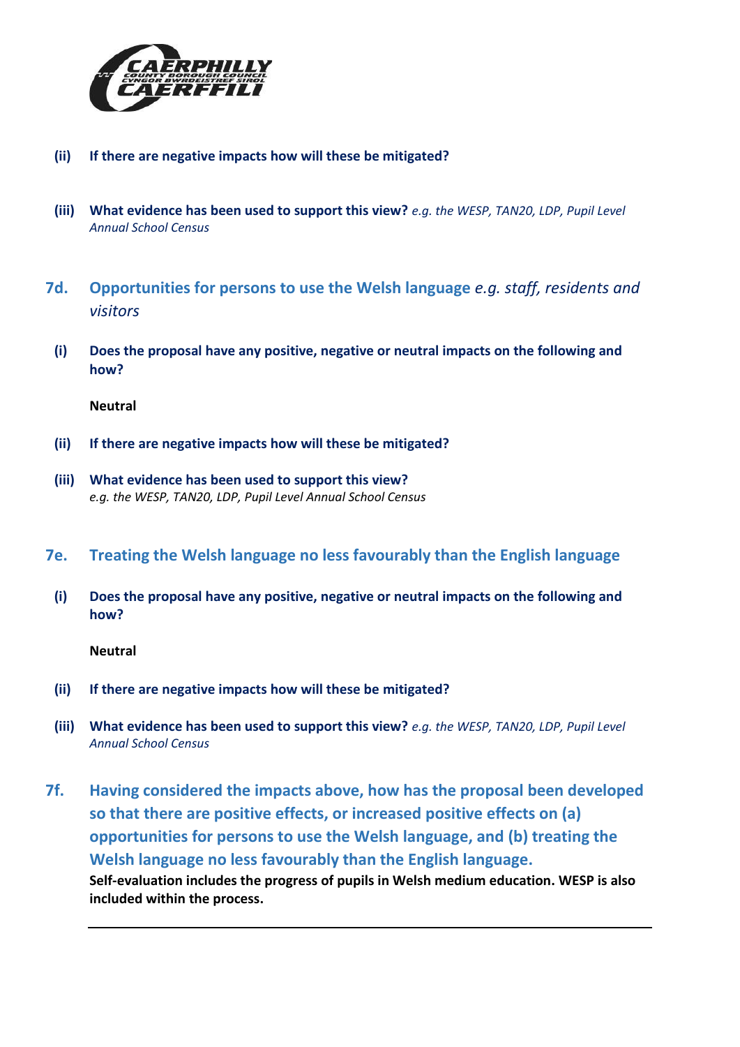**(ii) If there are negative impacts how will these be mitigated?**

**(iii) What evidence has been used to support this view?** *e.g. the WESP, TAN20, LDP, Pupil Level Annual School Census*

## 7d. Opportunities for persons to use the Welsh language *e.g. staff, residents and visitors*

**(i) Does the proposal have any positive, negative or neutral impacts on the following and how?**

**Neutral**

**(ii) If there are negative impacts how will these be mitigated?**

**(iii) What evidence has been used to support this view?**
*e.g. the WESP, TAN20, LDP, Pupil Level Annual School Census*

## 7e. Treating the Welsh language no less favourably than the English language

**(i) Does the proposal have any positive, negative or neutral impacts on the following and how?**

**Neutral**

**(ii) If there are negative impacts how will these be mitigated?**

**(iii) What evidence has been used to support this view?** *e.g. the WESP, TAN20, LDP, Pupil Level Annual School Census*

## 7f. Having considered the impacts above, how has the proposal been developed so that there are positive effects, or increased positive effects on (a) opportunities for persons to use the Welsh language, and (b) treating the Welsh language no less favourably than the English language.

**Self-evaluation includes the progress of pupils in Welsh medium education. WESP is also included within the process.**

---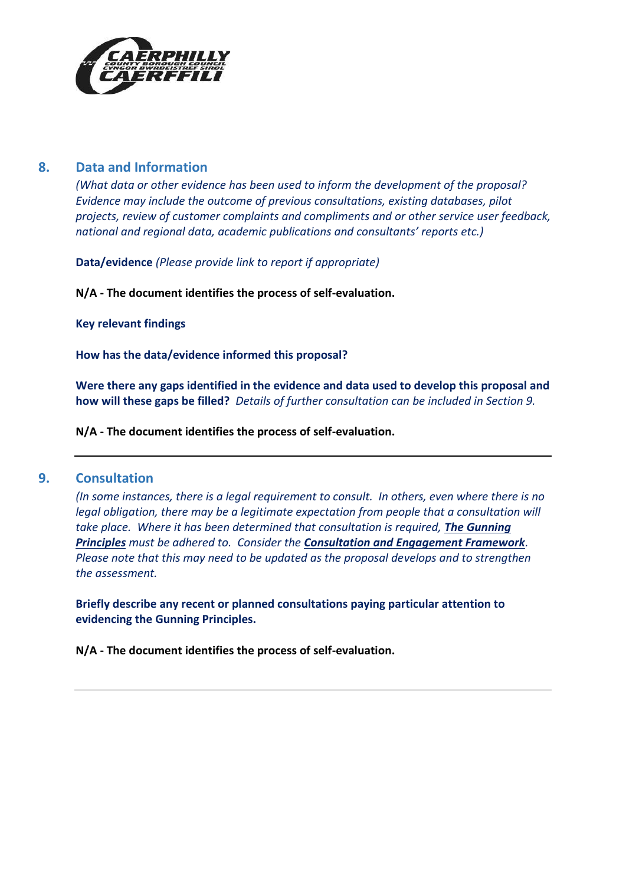## 8. Data and Information

*(What data or other evidence has been used to inform the development of the proposal? Evidence may include the outcome of previous consultations, existing databases, pilot projects, review of customer complaints and compliments and or other service user feedback, national and regional data, academic publications and consultants' reports etc.)*

**Data/evidence** *(Please provide link to report if appropriate)*

**N/A - The document identifies the process of self-evaluation.**

**Key relevant findings**

**How has the data/evidence informed this proposal?**

**Were there any gaps identified in the evidence and data used to develop this proposal and how will these gaps be filled?** *Details of further consultation can be included in Section 9.*

**N/A - The document identifies the process of self-evaluation.**

---

## 9. Consultation

*(In some instances, there is a legal requirement to consult. In others, even where there is no legal obligation, there may be a legitimate expectation from people that a consultation will take place. Where it has been determined that consultation is required, **The Gunning Principles** must be adhered to. Consider the **Consultation and Engagement Framework**. Please note that this may need to be updated as the proposal develops and to strengthen the assessment.*

**Briefly describe any recent or planned consultations paying particular attention to evidencing the Gunning Principles.**

**N/A - The document identifies the process of self-evaluation.**

---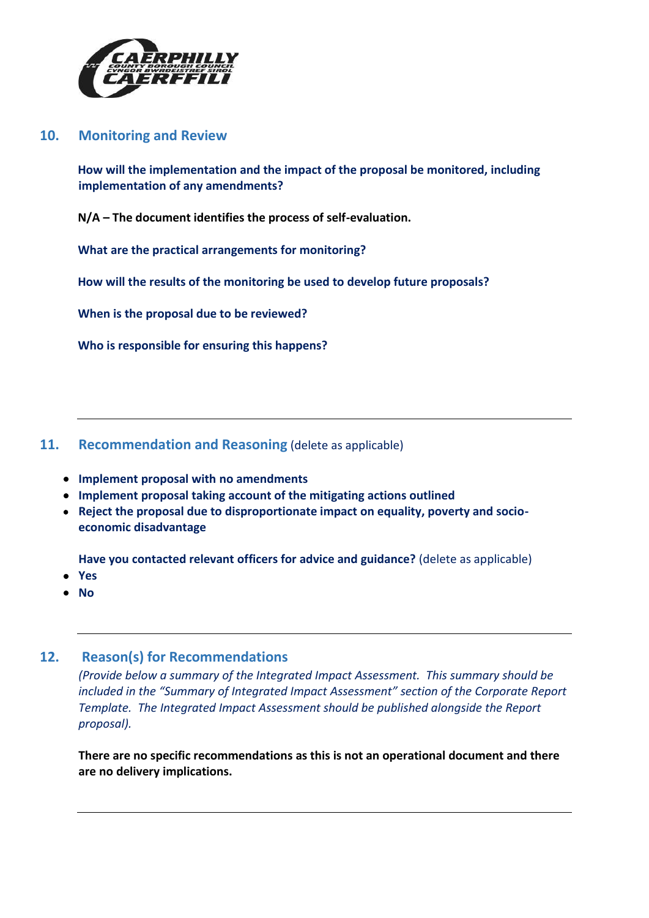## 10. Monitoring and Review

**How will the implementation and the impact of the proposal be monitored, including implementation of any amendments?**

**N/A – The document identifies the process of self-evaluation.**

**What are the practical arrangements for monitoring?**

**How will the results of the monitoring be used to develop future proposals?**

**When is the proposal due to be reviewed?**

**Who is responsible for ensuring this happens?**

---

## 11. Recommendation and Reasoning (delete as applicable)

- **Implement proposal with no amendments**
- **Implement proposal taking account of the mitigating actions outlined**
- **Reject the proposal due to disproportionate impact on equality, poverty and socio-economic disadvantage**

**Have you contacted relevant officers for advice and guidance?** (delete as applicable)

- **Yes**
- **No**

---

## 12. Reason(s) for Recommendations

*(Provide below a summary of the Integrated Impact Assessment. This summary should be included in the "Summary of Integrated Impact Assessment" section of the Corporate Report Template. The Integrated Impact Assessment should be published alongside the Report proposal).*

**There are no specific recommendations as this is not an operational document and there are no delivery implications.**

---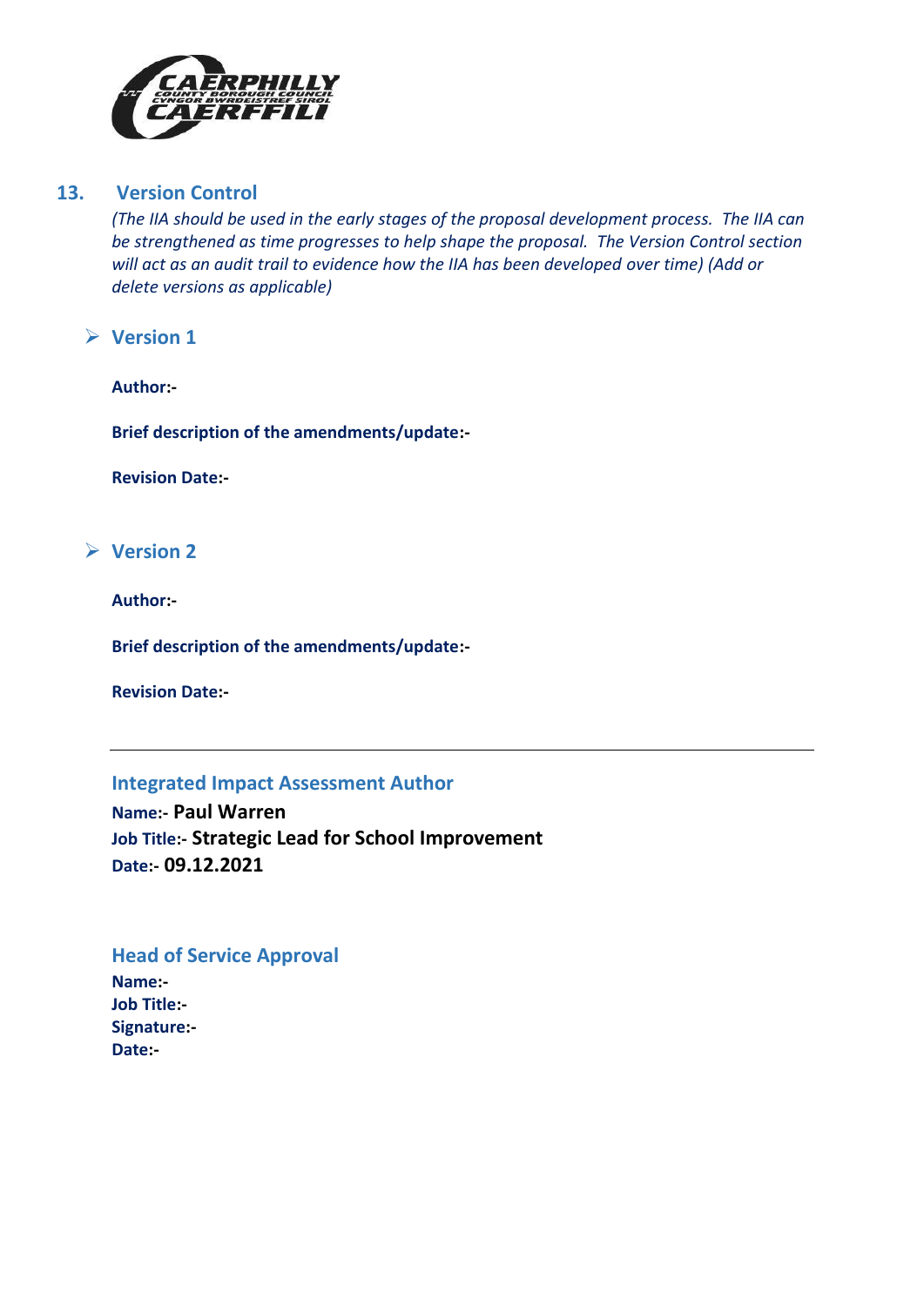## 13. Version Control

*(The IIA should be used in the early stages of the proposal development process. The IIA can be strengthened as time progresses to help shape the proposal. The Version Control section will act as an audit trail to evidence how the IIA has been developed over time) (Add or delete versions as applicable)*

### ➢ Version 1

**Author:-**

**Brief description of the amendments/update:-**

**Revision Date:-**

### ➢ Version 2

**Author:-**

**Brief description of the amendments/update:-**

**Revision Date:-**

---

### Integrated Impact Assessment Author

**Name:-** **Paul Warren**
**Job Title:-** **Strategic Lead for School Improvement**
**Date:-** **09.12.2021**

### Head of Service Approval

**Name:-**
**Job Title:-**
**Signature:-**
**Date:-**